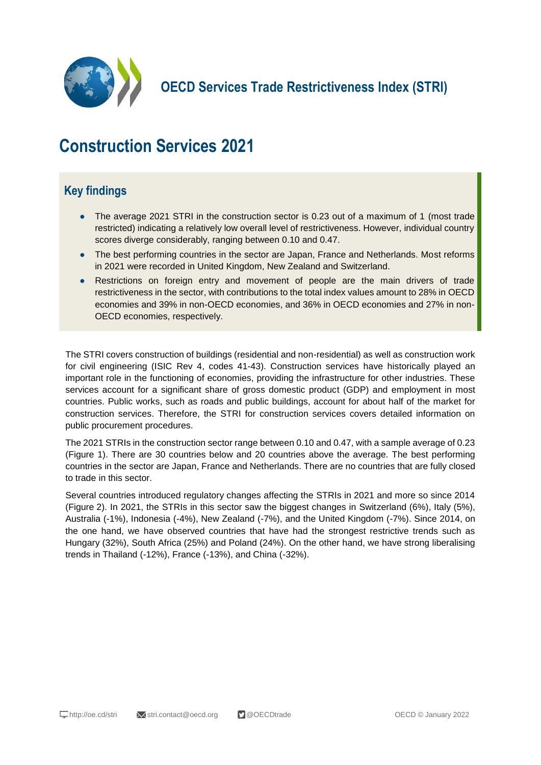# OECD Services Trade Restrictiveness Index (STRI)

# Construction Services 2021

## Key findings

- The average 2021 STRI in the construction sector is 0.23 out of a maximum of 1 (most trade restricted) indicating a relatively low overall level of restrictiveness. However, individual country scores diverge considerably, ranging between 0.10 and 0.47.
- The best performing countries in the sector are Japan, France and Netherlands. Most reforms in 2021 were recorded in United Kingdom, New Zealand and Switzerland.
- Restrictions on foreign entry and movement of people are the main drivers of trade restrictiveness in the sector, with contributions to the total index values amount to 28% in OECD economies and 39% in non-OECD economies, and 36% in OECD economies and 27% in non-OECD economies, respectively.

The STRI covers construction of buildings (residential and non-residential) as well as construction work for civil engineering (ISIC Rev 4, codes 41-43). Construction services have historically played an important role in the functioning of economies, providing the infrastructure for other industries. These services account for a significant share of gross domestic product (GDP) and employment in most countries. Public works, such as roads and public buildings, account for about half of the market for construction services. Therefore, the STRI for construction services covers detailed information on public procurement procedures.

The 2021 STRIs in the construction sector range between 0.10 and 0.47, with a sample average of 0.23 (Figure 1). There are 30 countries below and 20 countries above the average. The best performing countries in the sector are Japan, France and Netherlands. There are no countries that are fully closed to trade in this sector.

Several countries introduced regulatory changes affecting the STRIs in 2021 and more so since 2014 (Figure 2). In 2021, the STRIs in this sector saw the biggest changes in Switzerland (6%), Italy (5%), Australia (-1%), Indonesia (-4%), New Zealand (-7%), and the United Kingdom (-7%). Since 2014, on the one hand, we have observed countries that have had the strongest restrictive trends such as Hungary (32%), South Africa (25%) and Poland (24%). On the other hand, we have strong liberalising trends in Thailand (-12%), France (-13%), and China (-32%).

http://oe.cd/stri stri.contact@oecd.org @OECDtrade OECD © January 2022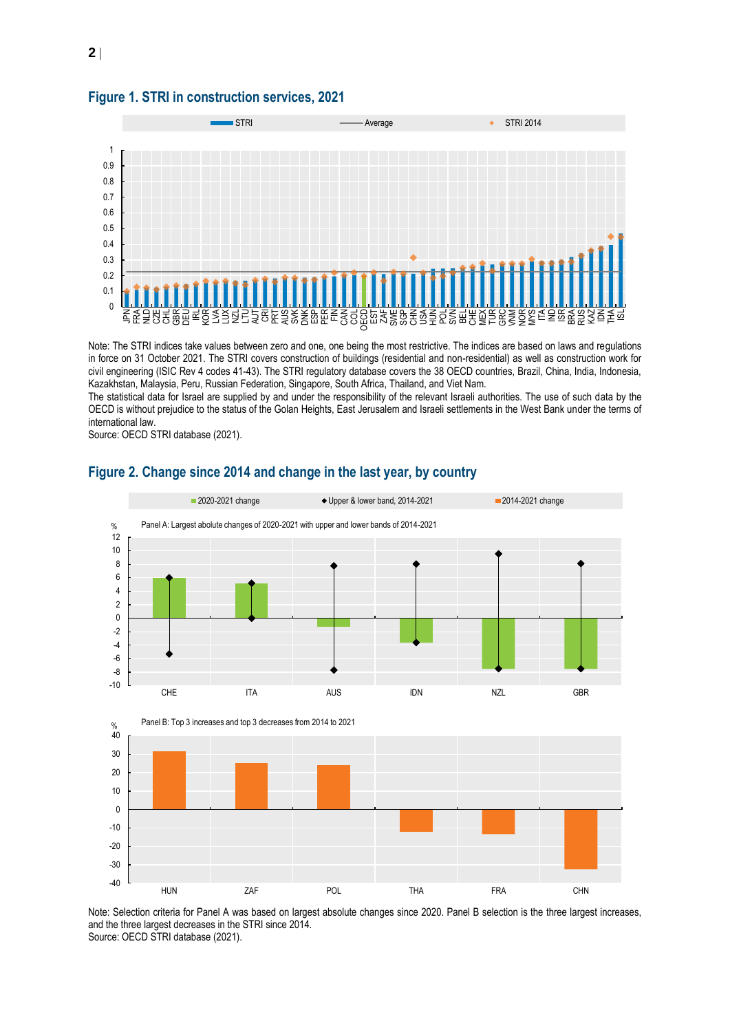## Figure 1. STRI in construction services, 2021

Note: The STRI indices take values between zero and one, one being the most restrictive. The indices are based on laws and regulations in force on 31 October 2021. The STRI covers construction of buildings (residential and non-residential) as well as construction work for civil engineering (ISIC Rev 4 codes 41-43). The STRI regulatory database covers the 38 OECD countries, Brazil, China, India, Indonesia, Kazakhstan, Malaysia, Peru, Russian Federation, Singapore, South Africa, Thailand, and Viet Nam.

The statistical data for Israel are supplied by and under the responsibility of the relevant Israeli authorities. The use of such data by the OECD is without prejudice to the status of the Golan Heights, East Jerusalem and Israeli settlements in the West Bank under the terms of international law.

Source: OECD STRI database (2021).

## Figure 2. Change since 2014 and change in the last year, by country

Note: Selection criteria for Panel A was based on largest absolute changes since 2020. Panel B selection is the three largest increases, and the three largest decreases in the STRI since 2014.

Source: OECD STRI database (2021).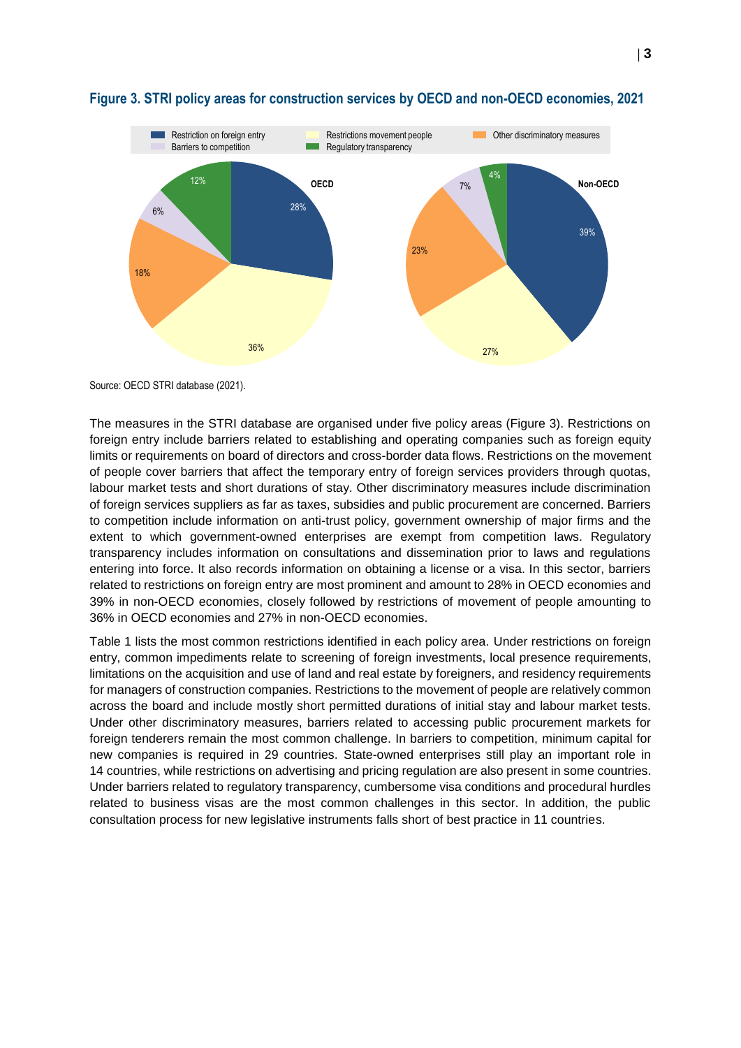**Figure 3. STRI policy areas for construction services by OECD and non-OECD economies, 2021**

Source: OECD STRI database (2021).

The measures in the STRI database are organised under five policy areas (Figure 3). Restrictions on foreign entry include barriers related to establishing and operating companies such as foreign equity limits or requirements on board of directors and cross-border data flows. Restrictions on the movement of people cover barriers that affect the temporary entry of foreign services providers through quotas, labour market tests and short durations of stay. Other discriminatory measures include discrimination of foreign services suppliers as far as taxes, subsidies and public procurement are concerned. Barriers to competition include information on anti-trust policy, government ownership of major firms and the extent to which government-owned enterprises are exempt from competition laws. Regulatory transparency includes information on consultations and dissemination prior to laws and regulations entering into force. It also records information on obtaining a license or a visa. In this sector, barriers related to restrictions on foreign entry are most prominent and amount to 28% in OECD economies and 39% in non-OECD economies, closely followed by restrictions of movement of people amounting to 36% in OECD economies and 27% in non-OECD economies.

Table 1 lists the most common restrictions identified in each policy area. Under restrictions on foreign entry, common impediments relate to screening of foreign investments, local presence requirements, limitations on the acquisition and use of land and real estate by foreigners, and residency requirements for managers of construction companies. Restrictions to the movement of people are relatively common across the board and include mostly short permitted durations of initial stay and labour market tests. Under other discriminatory measures, barriers related to accessing public procurement markets for foreign tenderers remain the most common challenge. In barriers to competition, minimum capital for new companies is required in 29 countries. State-owned enterprises still play an important role in 14 countries, while restrictions on advertising and pricing regulation are also present in some countries. Under barriers related to regulatory transparency, cumbersome visa conditions and procedural hurdles related to business visas are the most common challenges in this sector. In addition, the public consultation process for new legislative instruments falls short of best practice in 11 countries.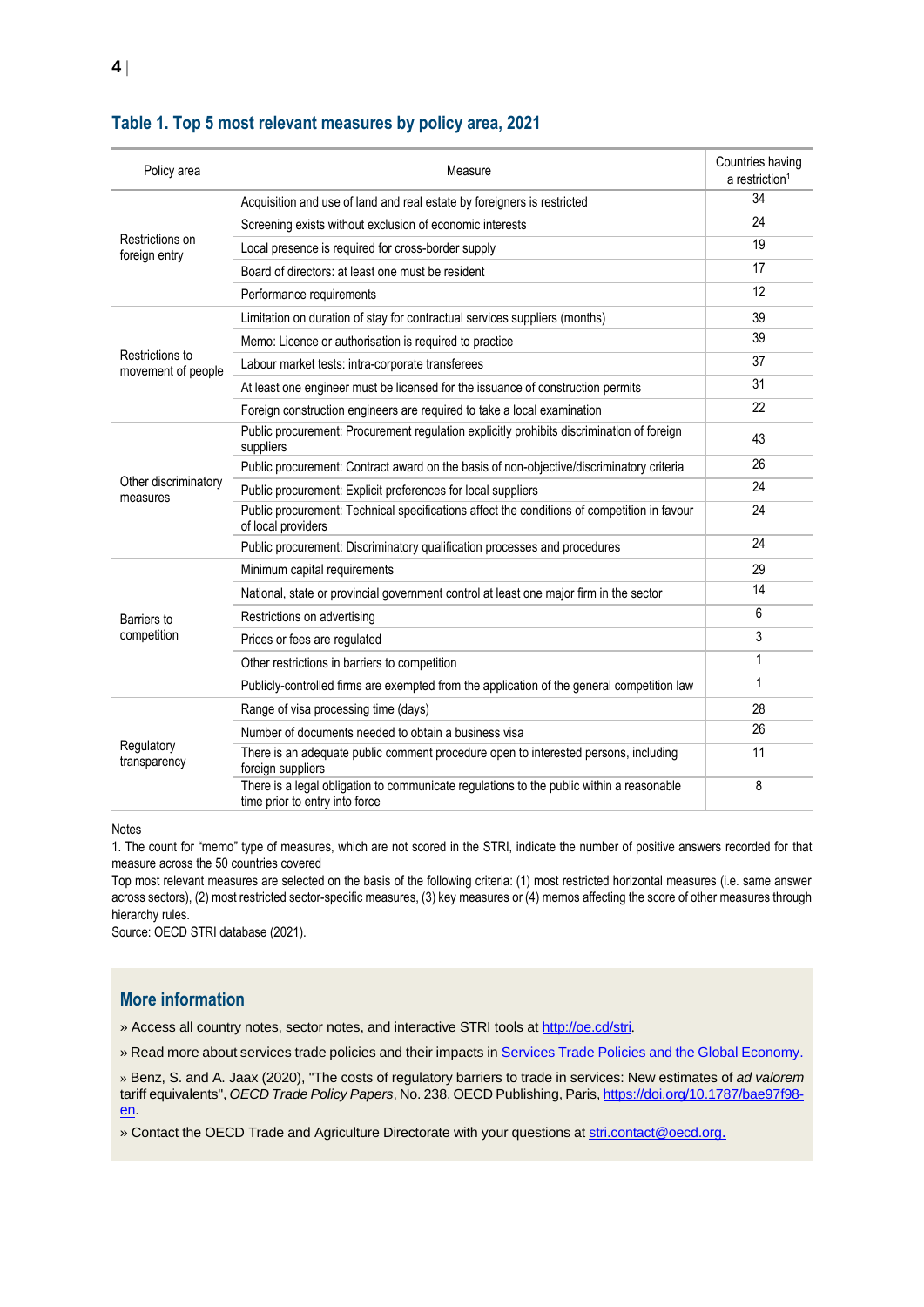## Table 1. Top 5 most relevant measures by policy area, 2021

| Policy area | Measure | Countries having a restriction[1] |
|---|---|---|
| Restrictions on foreign entry | Acquisition and use of land and real estate by foreigners is restricted | 34 |
| | Screening exists without exclusion of economic interests | 24 |
| | Local presence is required for cross-border supply | 19 |
| | Board of directors: at least one must be resident | 17 |
| | Performance requirements | 12 |
| Restrictions to movement of people | Limitation on duration of stay for contractual services suppliers (months) | 39 |
| | Memo: Licence or authorisation is required to practice | 39 |
| | Labour market tests: intra-corporate transferees | 37 |
| | At least one engineer must be licensed for the issuance of construction permits | 31 |
| | Foreign construction engineers are required to take a local examination | 22 |
| Other discriminatory measures | Public procurement: Procurement regulation explicitly prohibits discrimination of foreign suppliers | 43 |
| | Public procurement: Contract award on the basis of non-objective/discriminatory criteria | 26 |
| | Public procurement: Explicit preferences for local suppliers | 24 |
| | Public procurement: Technical specifications affect the conditions of competition in favour of local providers | 24 |
| | Public procurement: Discriminatory qualification processes and procedures | 24 |
| Barriers to competition | Minimum capital requirements | 29 |
| | National, state or provincial government control at least one major firm in the sector | 14 |
| | Restrictions on advertising | 6 |
| | Prices or fees are regulated | 3 |
| | Other restrictions in barriers to competition | 1 |
| | Publicly-controlled firms are exempted from the application of the general competition law | 1 |
| Regulatory transparency | Range of visa processing time (days) | 28 |
| | Number of documents needed to obtain a business visa | 26 |
| | There is an adequate public comment procedure open to interested persons, including foreign suppliers | 11 |
| | There is a legal obligation to communicate regulations to the public within a reasonable time prior to entry into force | 8 |

Notes

1. The count for "memo" type of measures, which are not scored in the STRI, indicate the number of positive answers recorded for that measure across the 50 countries covered

Top most relevant measures are selected on the basis of the following criteria: (1) most restricted horizontal measures (i.e. same answer across sectors), (2) most restricted sector-specific measures, (3) key measures or (4) memos affecting the score of other measures through hierarchy rules.

Source: OECD STRI database (2021).

## More information

» Access all country notes, sector notes, and interactive STRI tools at http://oe.cd/stri.

» Read more about services trade policies and their impacts in Services Trade Policies and the Global Economy.

» Benz, S. and A. Jaax (2020), "The costs of regulatory barriers to trade in services: New estimates of *ad valorem* tariff equivalents", *OECD Trade Policy Papers*, No. 238, OECD Publishing, Paris, https://doi.org/10.1787/bae97f98-en.

» Contact the OECD Trade and Agriculture Directorate with your questions at stri.contact@oecd.org.